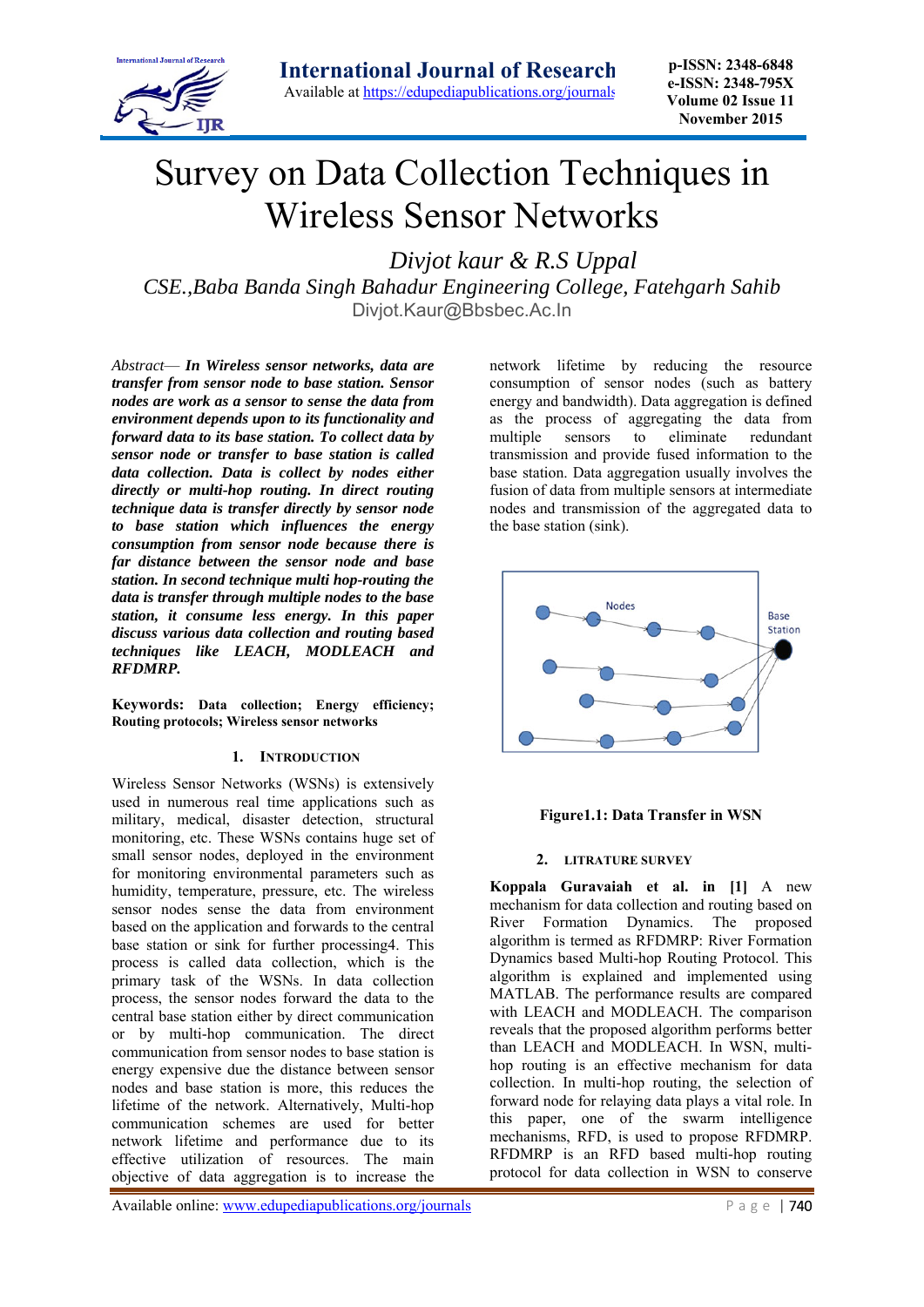# Survey on Data Collection Techniques in Wireless Sensor Networks

*Divjot kaur & R.S Uppal*

*CSE.,Baba Banda Singh Bahadur Engineering College, Fatehgarh Sahib*

Divjot.Kaur@Bbsbec.Ac.In

*Abstract*— ***In Wireless sensor networks, data are transfer from sensor node to base station. Sensor nodes are work as a sensor to sense the data from environment depends upon to its functionality and forward data to its base station. To collect data by sensor node or transfer to base station is called data collection. Data is collect by nodes either directly or multi-hop routing. In direct routing technique data is transfer directly by sensor node to base station which influences the energy consumption from sensor node because there is far distance between the sensor node and base station. In second technique multi hop-routing the data is transfer through multiple nodes to the base station, it consume less energy. In this paper discuss various data collection and routing based techniques like LEACH, MODLEACH and RFDMRP.***

**Keywords: Data collection; Energy efficiency; Routing protocols; Wireless sensor networks**

## 1. Introduction

Wireless Sensor Networks (WSNs) is extensively used in numerous real time applications such as military, medical, disaster detection, structural monitoring, etc. These WSNs contains huge set of small sensor nodes, deployed in the environment for monitoring environmental parameters such as humidity, temperature, pressure, etc. The wireless sensor nodes sense the data from environment based on the application and forwards to the central base station or sink for further processing4. This process is called data collection, which is the primary task of the WSNs. In data collection process, the sensor nodes forward the data to the central base station either by direct communication or by multi-hop communication. The direct communication from sensor nodes to base station is energy expensive due the distance between sensor nodes and base station is more, this reduces the lifetime of the network. Alternatively, Multi-hop communication schemes are used for better network lifetime and performance due to its effective utilization of resources. The main objective of data aggregation is to increase the network lifetime by reducing the resource consumption of sensor nodes (such as battery energy and bandwidth). Data aggregation is defined as the process of aggregating the data from multiple sensors to eliminate redundant transmission and provide fused information to the base station. Data aggregation usually involves the fusion of data from multiple sensors at intermediate nodes and transmission of the aggregated data to the base station (sink).

**Figure1.1: Data Transfer in WSN**

## 2. Litrature Survey

**Koppala Guravaiah et al. in [1]** A new mechanism for data collection and routing based on River Formation Dynamics. The proposed algorithm is termed as RFDMRP: River Formation Dynamics based Multi-hop Routing Protocol. This algorithm is explained and implemented using MATLAB. The performance results are compared with LEACH and MODLEACH. The comparison reveals that the proposed algorithm performs better than LEACH and MODLEACH. In WSN, multi-hop routing is an effective mechanism for data collection. In multi-hop routing, the selection of forward node for relaying data plays a vital role. In this paper, one of the swarm intelligence mechanisms, RFD, is used to propose RFDMRP. RFDMRP is an RFD based multi-hop routing protocol for data collection in WSN to conserve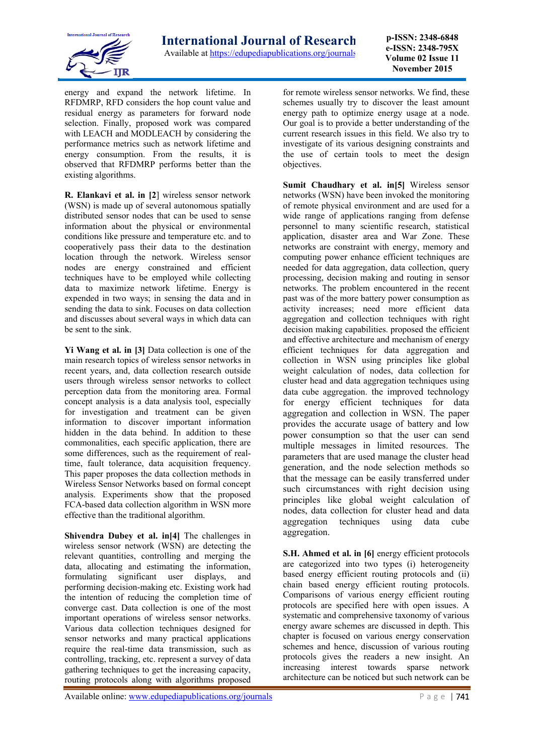energy and expand the network lifetime. In RFDMRP, RFD considers the hop count value and residual energy as parameters for forward node selection. Finally, proposed work was compared with LEACH and MODLEACH by considering the performance metrics such as network lifetime and energy consumption. From the results, it is observed that RFDMRP performs better than the existing algorithms.

**R. Elankavi et al. in [2**] wireless sensor network (WSN) is made up of several autonomous spatially distributed sensor nodes that can be used to sense information about the physical or environmental conditions like pressure and temperature etc. and to cooperatively pass their data to the destination location through the network. Wireless sensor nodes are energy constrained and efficient techniques have to be employed while collecting data to maximize network lifetime. Energy is expended in two ways; in sensing the data and in sending the data to sink. Focuses on data collection and discusses about several ways in which data can be sent to the sink.

**Yi Wang et al. in [3]** Data collection is one of the main research topics of wireless sensor networks in recent years, and, data collection research outside users through wireless sensor networks to collect perception data from the monitoring area. Formal concept analysis is a data analysis tool, especially for investigation and treatment can be given information to discover important information hidden in the data behind. In addition to these commonalities, each specific application, there are some differences, such as the requirement of real-time, fault tolerance, data acquisition frequency. This paper proposes the data collection methods in Wireless Sensor Networks based on formal concept analysis. Experiments show that the proposed FCA-based data collection algorithm in WSN more effective than the traditional algorithm.

**Shivendra Dubey et al. in[4]** The challenges in wireless sensor network (WSN) are detecting the relevant quantities, controlling and merging the data, allocating and estimating the information, formulating significant user displays, and performing decision-making etc. Existing work had the intention of reducing the completion time of converge cast. Data collection is one of the most important operations of wireless sensor networks. Various data collection techniques designed for sensor networks and many practical applications require the real-time data transmission, such as controlling, tracking, etc. represent a survey of data gathering techniques to get the increasing capacity, routing protocols along with algorithms proposed for remote wireless sensor networks. We find, these schemes usually try to discover the least amount energy path to optimize energy usage at a node. Our goal is to provide a better understanding of the current research issues in this field. We also try to investigate of its various designing constraints and the use of certain tools to meet the design objectives.

**Sumit Chaudhary et al. in[5]** Wireless sensor networks (WSN) have been invoked the monitoring of remote physical environment and are used for a wide range of applications ranging from defense personnel to many scientific research, statistical application, disaster area and War Zone. These networks are constraint with energy, memory and computing power enhance efficient techniques are needed for data aggregation, data collection, query processing, decision making and routing in sensor networks. The problem encountered in the recent past was of the more battery power consumption as activity increases; need more efficient data aggregation and collection techniques with right decision making capabilities. proposed the efficient and effective architecture and mechanism of energy efficient techniques for data aggregation and collection in WSN using principles like global weight calculation of nodes, data collection for cluster head and data aggregation techniques using data cube aggregation. the improved technology for energy efficient techniques for data aggregation and collection in WSN. The paper provides the accurate usage of battery and low power consumption so that the user can send multiple messages in limited resources. The parameters that are used manage the cluster head generation, and the node selection methods so that the message can be easily transferred under such circumstances with right decision using principles like global weight calculation of nodes, data collection for cluster head and data aggregation techniques using data cube aggregation.

**S.H. Ahmed et al. in [6]** energy efficient protocols are categorized into two types (i) heterogeneity based energy efficient routing protocols and (ii) chain based energy efficient routing protocols. Comparisons of various energy efficient routing protocols are specified here with open issues. A systematic and comprehensive taxonomy of various energy aware schemes are discussed in depth. This chapter is focused on various energy conservation schemes and hence, discussion of various routing protocols gives the readers a new insight. An increasing interest towards sparse network architecture can be noticed but such network can be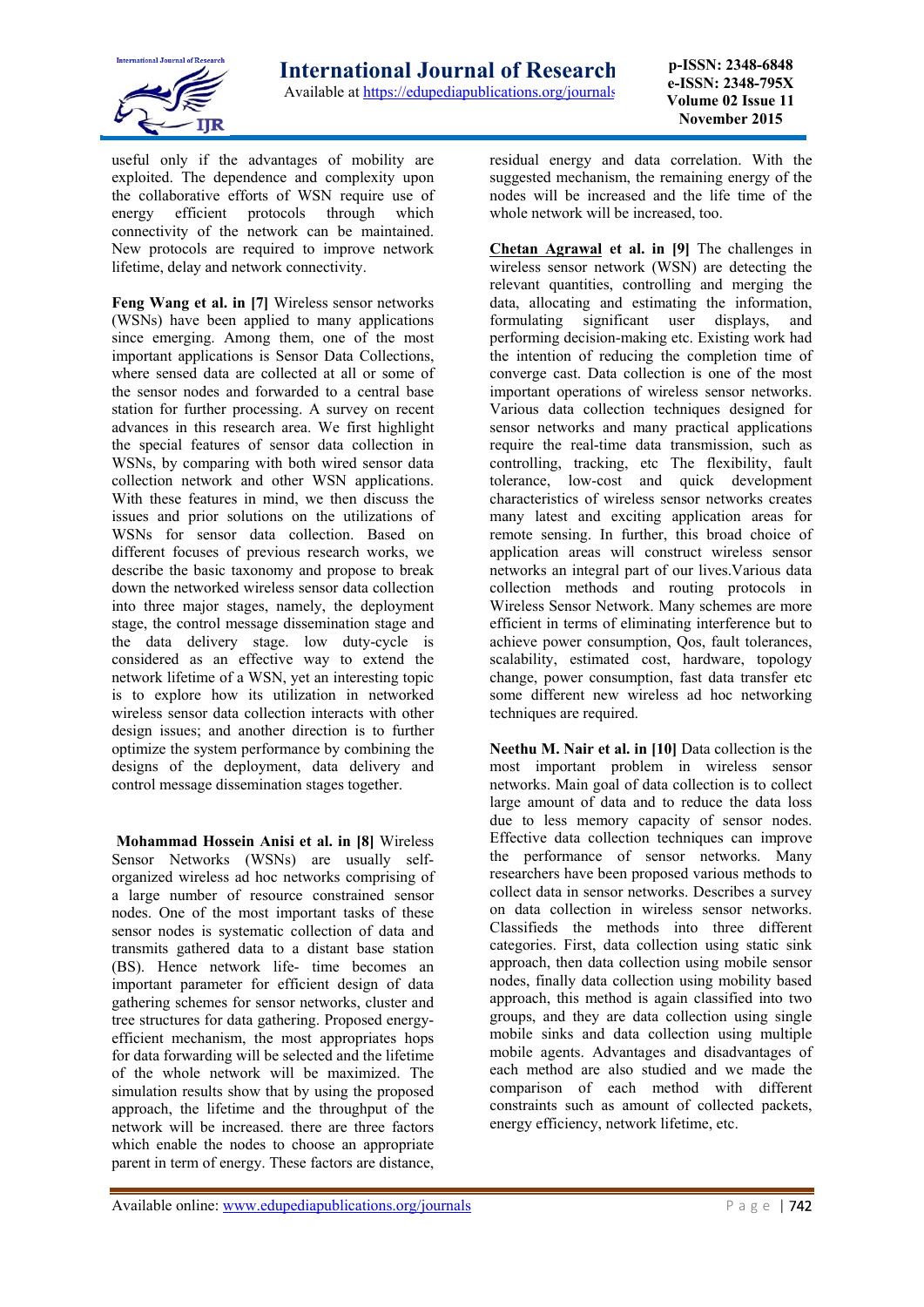useful only if the advantages of mobility are exploited. The dependence and complexity upon the collaborative efforts of WSN require use of energy efficient protocols through which connectivity of the network can be maintained. New protocols are required to improve network lifetime, delay and network connectivity.

**Feng Wang et al. in [7]** Wireless sensor networks (WSNs) have been applied to many applications since emerging. Among them, one of the most important applications is Sensor Data Collections, where sensed data are collected at all or some of the sensor nodes and forwarded to a central base station for further processing. A survey on recent advances in this research area. We first highlight the special features of sensor data collection in WSNs, by comparing with both wired sensor data collection network and other WSN applications. With these features in mind, we then discuss the issues and prior solutions on the utilizations of WSNs for sensor data collection. Based on different focuses of previous research works, we describe the basic taxonomy and propose to break down the networked wireless sensor data collection into three major stages, namely, the deployment stage, the control message dissemination stage and the data delivery stage. low duty-cycle is considered as an effective way to extend the network lifetime of a WSN, yet an interesting topic is to explore how its utilization in networked wireless sensor data collection interacts with other design issues; and another direction is to further optimize the system performance by combining the designs of the deployment, data delivery and control message dissemination stages together.

**Mohammad Hossein Anisi et al. in [8]** Wireless Sensor Networks (WSNs) are usually self-organized wireless ad hoc networks comprising of a large number of resource constrained sensor nodes. One of the most important tasks of these sensor nodes is systematic collection of data and transmits gathered data to a distant base station (BS). Hence network life- time becomes an important parameter for efficient design of data gathering schemes for sensor networks, cluster and tree structures for data gathering. Proposed energy-efficient mechanism, the most appropriates hops for data forwarding will be selected and the lifetime of the whole network will be maximized. The simulation results show that by using the proposed approach, the lifetime and the throughput of the network will be increased. there are three factors which enable the nodes to choose an appropriate parent in term of energy. These factors are distance, residual energy and data correlation. With the suggested mechanism, the remaining energy of the nodes will be increased and the life time of the whole network will be increased, too.

**Chetan Agrawal et al. in [9]** The challenges in wireless sensor network (WSN) are detecting the relevant quantities, controlling and merging the data, allocating and estimating the information, formulating significant user displays, and performing decision-making etc. Existing work had the intention of reducing the completion time of converge cast. Data collection is one of the most important operations of wireless sensor networks. Various data collection techniques designed for sensor networks and many practical applications require the real-time data transmission, such as controlling, tracking, etc The flexibility, fault tolerance, low-cost and quick development characteristics of wireless sensor networks creates many latest and exciting application areas for remote sensing. In further, this broad choice of application areas will construct wireless sensor networks an integral part of our lives.Various data collection methods and routing protocols in Wireless Sensor Network. Many schemes are more efficient in terms of eliminating interference but to achieve power consumption, Qos, fault tolerances, scalability, estimated cost, hardware, topology change, power consumption, fast data transfer etc some different new wireless ad hoc networking techniques are required.

**Neethu M. Nair et al. in [10]** Data collection is the most important problem in wireless sensor networks. Main goal of data collection is to collect large amount of data and to reduce the data loss due to less memory capacity of sensor nodes. Effective data collection techniques can improve the performance of sensor networks. Many researchers have been proposed various methods to collect data in sensor networks. Describes a survey on data collection in wireless sensor networks. Classifieds the methods into three different categories. First, data collection using static sink approach, then data collection using mobile sensor nodes, finally data collection using mobility based approach, this method is again classified into two groups, and they are data collection using single mobile sinks and data collection using multiple mobile agents. Advantages and disadvantages of each method are also studied and we made the comparison of each method with different constraints such as amount of collected packets, energy efficiency, network lifetime, etc.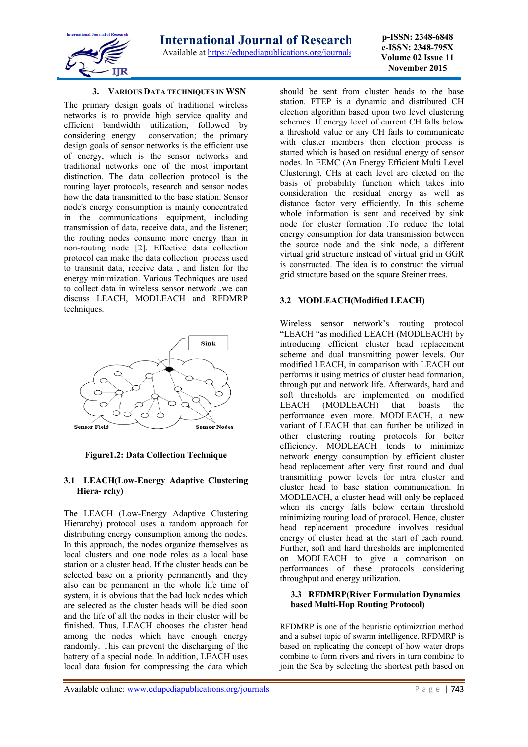## 3. VARIOUS DATA TECHNIQUES IN WSN

The primary design goals of traditional wireless networks is to provide high service quality and efficient bandwidth utilization, followed by considering energy conservation; the primary design goals of sensor networks is the efficient use of energy, which is the sensor networks and traditional networks one of the most important distinction. The data collection protocol is the routing layer protocols, research and sensor nodes how the data transmitted to the base station. Sensor node's energy consumption is mainly concentrated in the communications equipment, including transmission of data, receive data, and the listener; the routing nodes consume more energy than in non-routing node [2]. Effective data collection protocol can make the data collection process used to transmit data, receive data , and listen for the energy minimization. Various Techniques are used to collect data in wireless sensor network .we can discuss LEACH, MODLEACH and RFDMRP techniques.

**Figure1.2: Data Collection Technique**

### 3.1 LEACH(Low-Energy Adaptive Clustering Hiera- rchy)

The LEACH (Low-Energy Adaptive Clustering Hierarchy) protocol uses a random approach for distributing energy consumption among the nodes. In this approach, the nodes organize themselves as local clusters and one node roles as a local base station or a cluster head. If the cluster heads can be selected base on a priority permanently and they also can be permanent in the whole life time of system, it is obvious that the bad luck nodes which are selected as the cluster heads will be died soon and the life of all the nodes in their cluster will be finished. Thus, LEACH chooses the cluster head among the nodes which have enough energy randomly. This can prevent the discharging of the battery of a special node. In addition, LEACH uses local data fusion for compressing the data which should be sent from cluster heads to the base station. FTEP is a dynamic and distributed CH election algorithm based upon two level clustering schemes. If energy level of current CH falls below a threshold value or any CH fails to communicate with cluster members then election process is started which is based on residual energy of sensor nodes. In EEMC (An Energy Efficient Multi Level Clustering), CHs at each level are elected on the basis of probability function which takes into consideration the residual energy as well as distance factor very efficiently. In this scheme whole information is sent and received by sink node for cluster formation .To reduce the total energy consumption for data transmission between the source node and the sink node, a different virtual grid structure instead of virtual grid in GGR is constructed. The idea is to construct the virtual grid structure based on the square Steiner trees.

### 3.2 MODLEACH(Modified LEACH)

Wireless sensor network's routing protocol "LEACH "as modified LEACH (MODLEACH) by introducing efficient cluster head replacement scheme and dual transmitting power levels. Our modified LEACH, in comparison with LEACH out performs it using metrics of cluster head formation, through put and network life. Afterwards, hard and soft thresholds are implemented on modified LEACH (MODLEACH) that boasts the performance even more. MODLEACH, a new variant of LEACH that can further be utilized in other clustering routing protocols for better efficiency. MODLEACH tends to minimize network energy consumption by efficient cluster head replacement after very first round and dual transmitting power levels for intra cluster and cluster head to base station communication. In MODLEACH, a cluster head will only be replaced when its energy falls below certain threshold minimizing routing load of protocol. Hence, cluster head replacement procedure involves residual energy of cluster head at the start of each round. Further, soft and hard thresholds are implemented on MODLEACH to give a comparison on performances of these protocols considering throughput and energy utilization.

### 3.3 RFDMRP(River Formulation Dynamics based Multi-Hop Routing Protocol)

RFDMRP is one of the heuristic optimization method and a subset topic of swarm intelligence. RFDMRP is based on replicating the concept of how water drops combine to form rivers and rivers in turn combine to join the Sea by selecting the shortest path based on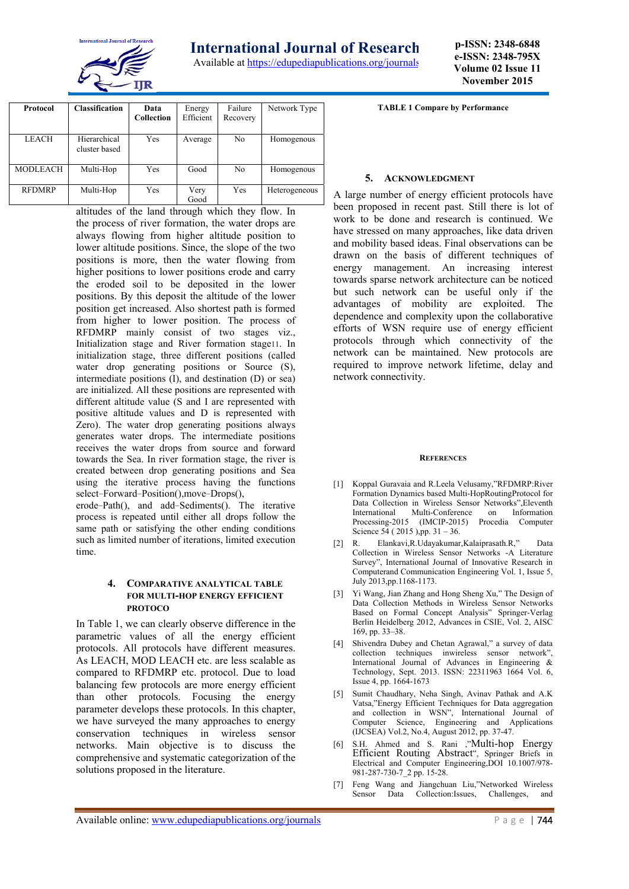| Protocol | Classification | Data Collection | Energy Efficient | Failure Recovery | Network Type |
|---|---|---|---|---|---|
| LEACH | Hierarchical cluster based | Yes | Average | No | Homogenous |
| MODLEACH | Multi-Hop | Yes | Good | No | Homogenous |
| RFDMRP | Multi-Hop | Yes | Very Good | Yes | Heterogeneous |

**TABLE 1 Compare by Performance**

altitudes of the land through which they flow. In the process of river formation, the water drops are always flowing from higher altitude position to lower altitude positions. Since, the slope of the two positions is more, then the water flowing from higher positions to lower positions erode and carry the eroded soil to be deposited in the lower positions. By this deposit the altitude of the lower position get increased. Also shortest path is formed from higher to lower position. The process of RFDMRP mainly consist of two stages viz., Initialization stage and River formation stage11. In initialization stage, three different positions (called water drop generating positions or Source (S), intermediate positions (I), and destination (D) or sea) are initialized. All these positions are represented with different altitude value (S and I are represented with positive altitude values and D is represented with Zero). The water drop generating positions always generates water drops. The intermediate positions receives the water drops from source and forward towards the Sea. In river formation stage, the river is created between drop generating positions and Sea using the iterative process having the functions select–Forward–Position(),move–Drops(), erode–Path(), and add–Sediments(). The iterative process is repeated until either all drops follow the same path or satisfying the other ending conditions such as limited number of iterations, limited execution time.

## 4. Comparative Analytical Table for Multi-Hop Energy Efficient Protoco

In Table 1, we can clearly observe difference in the parametric values of all the energy efficient protocols. All protocols have different measures. As LEACH, MOD LEACH etc. are less scalable as compared to RFDMRP etc. protocol. Due to load balancing few protocols are more energy efficient than other protocols. Focusing the energy parameter develops these protocols. In this chapter, we have surveyed the many approaches to energy conservation techniques in wireless sensor networks. Main objective is to discuss the comprehensive and systematic categorization of the solutions proposed in the literature.

## 5. Acknowledgment

A large number of energy efficient protocols have been proposed in recent past. Still there is lot of work to be done and research is continued. We have stressed on many approaches, like data driven and mobility based ideas. Final observations can be drawn on the basis of different techniques of energy management. An increasing interest towards sparse network architecture can be noticed but such network can be useful only if the advantages of mobility are exploited. The dependence and complexity upon the collaborative efforts of WSN require use of energy efficient protocols through which connectivity of the network can be maintained. New protocols are required to improve network lifetime, delay and network connectivity.

## References

[1] Koppal Guravaia and R.Leela Velusamy,"RFDMRP:River Formation Dynamics based Multi-HopRoutingProtocol for Data Collection in Wireless Sensor Networks",Eleventh International Multi-Conference on Information Processing-2015 (IMCIP-2015) Procedia Computer Science 54 ( 2015 ),pp. 31 – 36.

[2] R. Elankavi,R.Udayakumar,Kalaiprasath.R," Data Collection in Wireless Sensor Networks -A Literature Survey", International Journal of Innovative Research in Computerand Communication Engineering Vol. 1, Issue 5, July 2013,pp.1168-1173.

[3] Yi Wang, Jian Zhang and Hong Sheng Xu," The Design of Data Collection Methods in Wireless Sensor Networks Based on Formal Concept Analysis" Springer-Verlag Berlin Heidelberg 2012, Advances in CSIE, Vol. 2, AISC 169, pp. 33–38.

[4] Shivendra Dubey and Chetan Agrawal," a survey of data collection techniques inwireless sensor network", International Journal of Advances in Engineering & Technology, Sept. 2013. ISSN: 22311963 1664 Vol. 6, Issue 4, pp. 1664-1673

[5] Sumit Chaudhary, Neha Singh, Avinav Pathak and A.K Vatsa,"Energy Efficient Techniques for Data aggregation and collection in WSN", International Journal of Computer Science, Engineering and Applications (IJCSEA) Vol.2, No.4, August 2012, pp. 37-47.

[6] S.H. Ahmed and S. Rani ,"Multi-hop Energy Efficient Routing Abstract", Springer Briefs in Electrical and Computer Engineering,DOI 10.1007/978-981-287-730-7_2 pp. 15-28.

[7] Feng Wang and Jiangchuan Liu,"Networked Wireless Sensor Data Collection:Issues, Challenges, and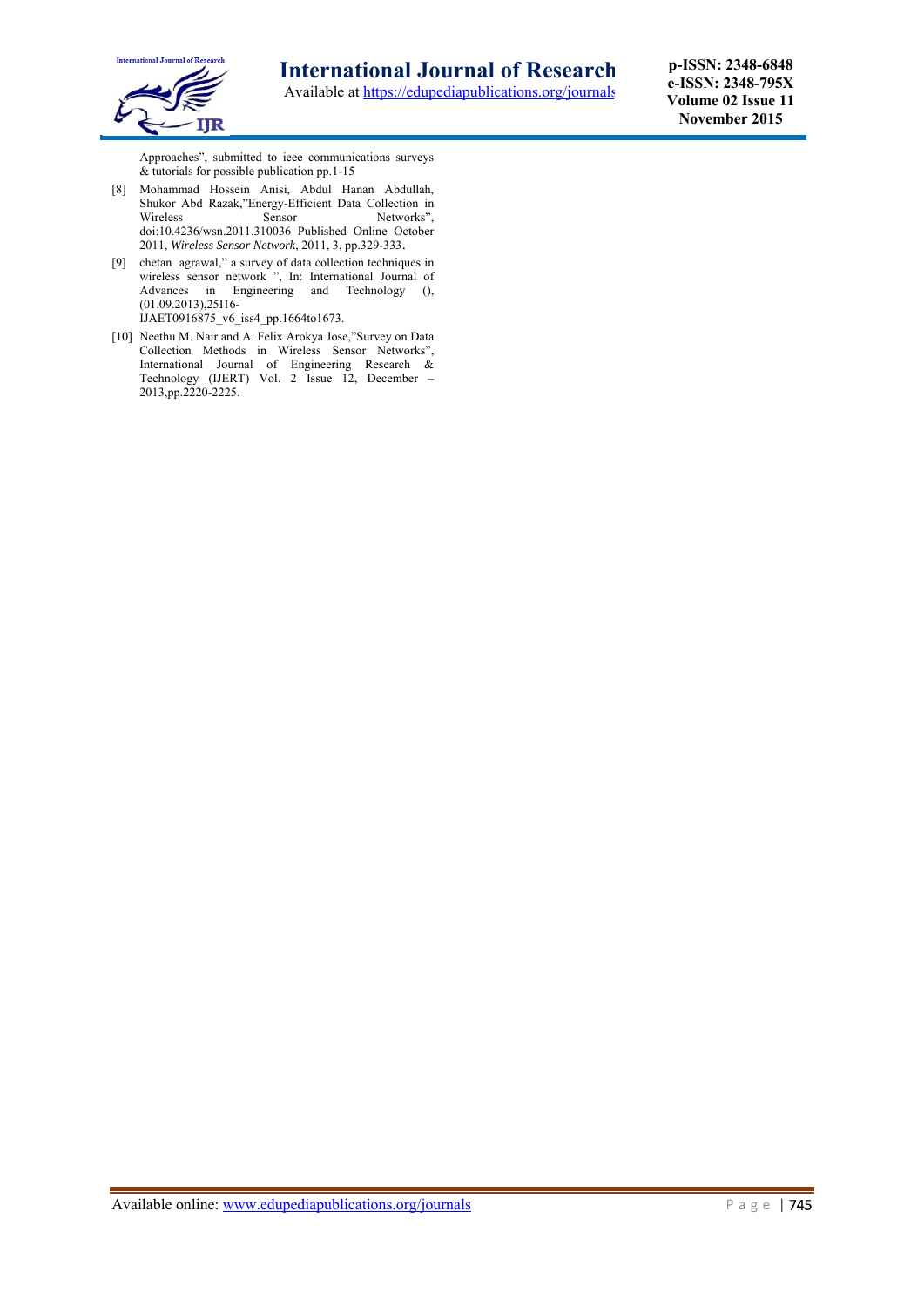Approaches", submitted to ieee communications surveys & tutorials for possible publication pp.1-15

[8] Mohammad Hossein Anisi, Abdul Hanan Abdullah, Shukor Abd Razak,"Energy-Efficient Data Collection in Wireless Sensor Networks", doi:10.4236/wsn.2011.310036 Published Online October 2011, *Wireless Sensor Network*, 2011, 3, pp.329-333.

[9] chetan agrawal," a survey of data collection techniques in wireless sensor network ", In: International Journal of Advances in Engineering and Technology (), (01.09.2013),25I16-IJAET0916875_v6_iss4_pp.1664to1673.

[10] Neethu M. Nair and A. Felix Arokya Jose,"Survey on Data Collection Methods in Wireless Sensor Networks", International Journal of Engineering Research & Technology (IJERT) Vol. 2 Issue 12, December – 2013,pp.2220-2225.